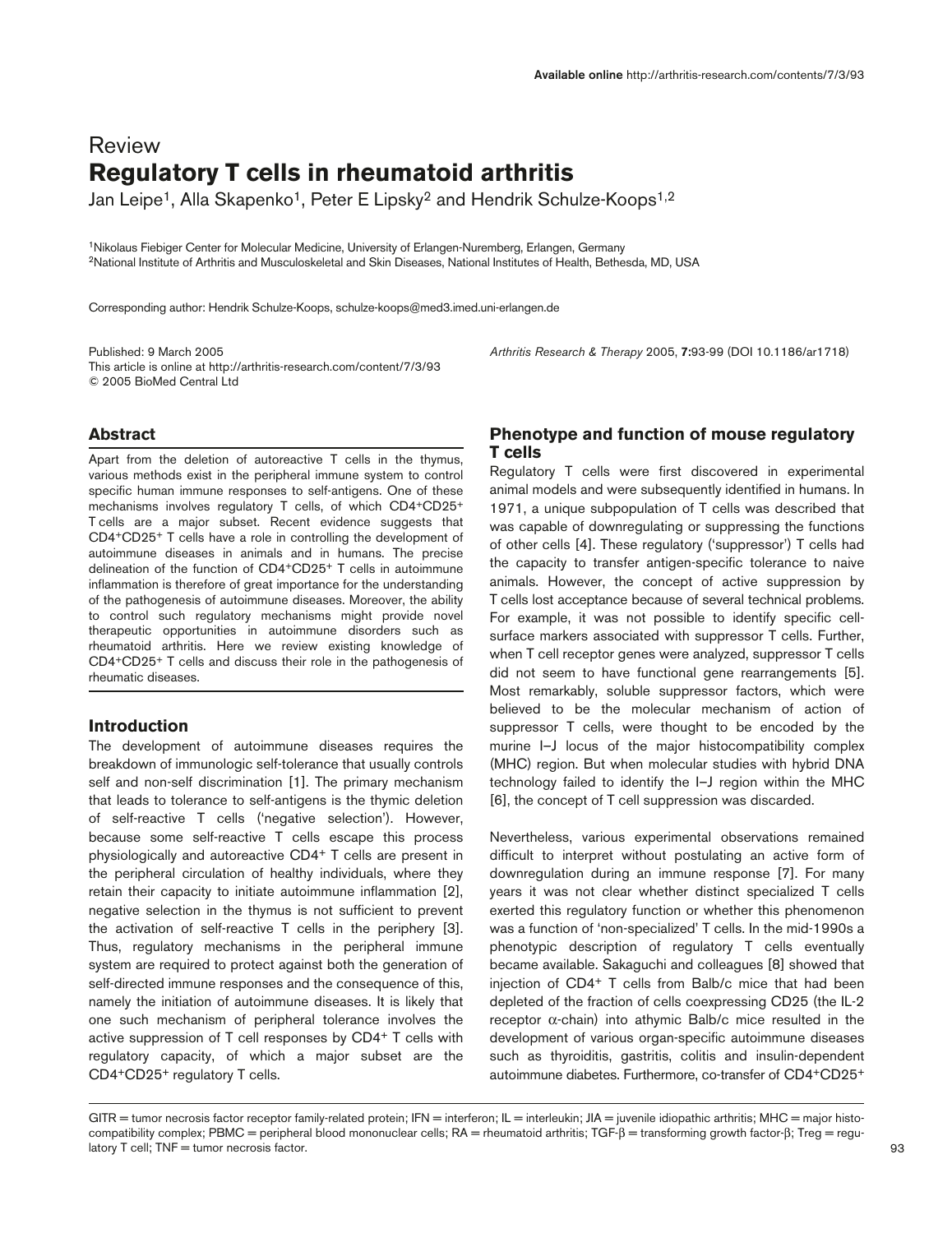Review

# Regulatory T cells in rheumatoid arthritis

Jan Leipe[1], Alla Skapenko[1], Peter E Lipsky[2] and Hendrik Schulze-Koops[1,2]

[1]Nikolaus Fiebiger Center for Molecular Medicine, University of Erlangen-Nuremberg, Erlangen, Germany
[2]National Institute of Arthritis and Musculoskeletal and Skin Diseases, National Institutes of Health, Bethesda, MD, USA

Corresponding author: Hendrik Schulze-Koops, schulze-koops@med3.imed.uni-erlangen.de

Published: 9 March 2005
This article is online at http://arthritis-research.com/content/7/3/93
© 2005 BioMed Central Ltd

*Arthritis Research & Therapy* 2005, **7:**93-99 (DOI 10.1186/ar1718)

## Abstract

Apart from the deletion of autoreactive T cells in the thymus, various methods exist in the peripheral immune system to control specific human immune responses to self-antigens. One of these mechanisms involves regulatory T cells, of which $CD4^+CD25^+$ T cells are a major subset. Recent evidence suggests that $CD4^+CD25^+$ T cells have a role in controlling the development of autoimmune diseases in animals and in humans. The precise delineation of the function of $CD4^+CD25^+$ T cells in autoimmune inflammation is therefore of great importance for the understanding of the pathogenesis of autoimmune diseases. Moreover, the ability to control such regulatory mechanisms might provide novel therapeutic opportunities in autoimmune disorders such as rheumatoid arthritis. Here we review existing knowledge of $CD4^+CD25^+$ T cells and discuss their role in the pathogenesis of rheumatic diseases.

## Introduction

The development of autoimmune diseases requires the breakdown of immunologic self-tolerance that usually controls self and non-self discrimination [1]. The primary mechanism that leads to tolerance to self-antigens is the thymic deletion of self-reactive T cells ('negative selection'). However, because some self-reactive T cells escape this process physiologically and autoreactive $CD4^+$ T cells are present in the peripheral circulation of healthy individuals, where they retain their capacity to initiate autoimmune inflammation [2], negative selection in the thymus is not sufficient to prevent the activation of self-reactive T cells in the periphery [3]. Thus, regulatory mechanisms in the peripheral immune system are required to protect against both the generation of self-directed immune responses and the consequence of this, namely the initiation of autoimmune diseases. It is likely that one such mechanism of peripheral tolerance involves the active suppression of T cell responses by $CD4^+$ T cells with regulatory capacity, of which a major subset are the $CD4^+CD25^+$ regulatory T cells.

## Phenotype and function of mouse regulatory T cells

Regulatory T cells were first discovered in experimental animal models and were subsequently identified in humans. In 1971, a unique subpopulation of T cells was described that was capable of downregulating or suppressing the functions of other cells [4]. These regulatory ('suppressor') T cells had the capacity to transfer antigen-specific tolerance to naive animals. However, the concept of active suppression by T cells lost acceptance because of several technical problems. For example, it was not possible to identify specific cell-surface markers associated with suppressor T cells. Further, when T cell receptor genes were analyzed, suppressor T cells did not seem to have functional gene rearrangements [5]. Most remarkably, soluble suppressor factors, which were believed to be the molecular mechanism of action of suppressor T cells, were thought to be encoded by the murine I–J locus of the major histocompatibility complex (MHC) region. But when molecular studies with hybrid DNA technology failed to identify the I–J region within the MHC [6], the concept of T cell suppression was discarded.

Nevertheless, various experimental observations remained difficult to interpret without postulating an active form of downregulation during an immune response [7]. For many years it was not clear whether distinct specialized T cells exerted this regulatory function or whether this phenomenon was a function of 'non-specialized' T cells. In the mid-1990s a phenotypic description of regulatory T cells eventually became available. Sakaguchi and colleagues [8] showed that injection of $CD4^+$ T cells from Balb/c mice that had been depleted of the fraction of cells coexpressing CD25 (the IL-2 receptor α-chain) into athymic Balb/c mice resulted in the development of various organ-specific autoimmune diseases such as thyroiditis, gastritis, colitis and insulin-dependent autoimmune diabetes. Furthermore, co-transfer of $CD4^+CD25^+$

GITR = tumor necrosis factor receptor family-related protein; IFN = interferon; IL = interleukin; JIA = juvenile idiopathic arthritis; MHC = major histocompatibility complex; PBMC = peripheral blood mononuclear cells; RA = rheumatoid arthritis; TGF-β = transforming growth factor-β; Treg = regulatory T cell; TNF = tumor necrosis factor.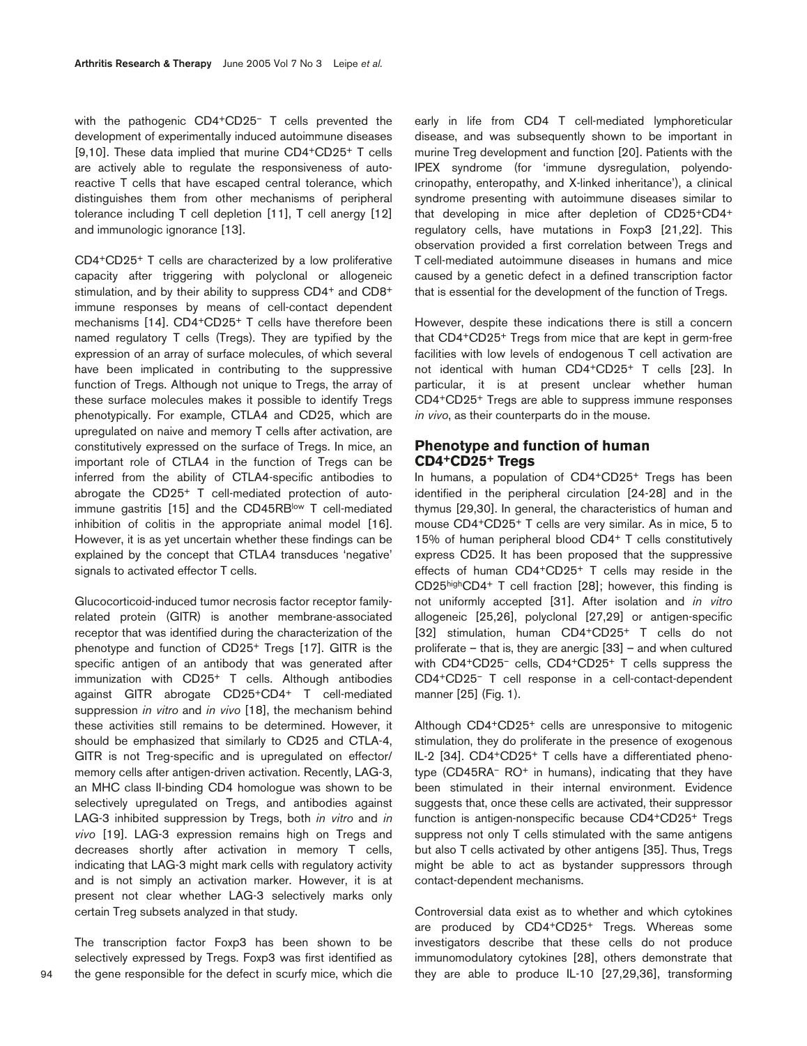with the pathogenic CD4$^+$CD25$^-$ T cells prevented the development of experimentally induced autoimmune diseases [9,10]. These data implied that murine CD4$^+$CD25$^+$ T cells are actively able to regulate the responsiveness of autoreactive T cells that have escaped central tolerance, which distinguishes them from other mechanisms of peripheral tolerance including T cell depletion [11], T cell anergy [12] and immunologic ignorance [13].

CD4$^+$CD25$^+$ T cells are characterized by a low proliferative capacity after triggering with polyclonal or allogeneic stimulation, and by their ability to suppress CD4$^+$ and CD8$^+$ immune responses by means of cell-contact dependent mechanisms [14]. CD4$^+$CD25$^+$ T cells have therefore been named regulatory T cells (Tregs). They are typified by the expression of an array of surface molecules, of which several have been implicated in contributing to the suppressive function of Tregs. Although not unique to Tregs, the array of these surface molecules makes it possible to identify Tregs phenotypically. For example, CTLA4 and CD25, which are upregulated on naive and memory T cells after activation, are constitutively expressed on the surface of Tregs. In mice, an important role of CTLA4 in the function of Tregs can be inferred from the ability of CTLA4-specific antibodies to abrogate the CD25$^+$ T cell-mediated protection of autoimmune gastritis [15] and the CD45RB$^{low}$ T cell-mediated inhibition of colitis in the appropriate animal model [16]. However, it is as yet uncertain whether these findings can be explained by the concept that CTLA4 transduces 'negative' signals to activated effector T cells.

Glucocorticoid-induced tumor necrosis factor receptor family-related protein (GITR) is another membrane-associated receptor that was identified during the characterization of the phenotype and function of CD25$^+$ Tregs [17]. GITR is the specific antigen of an antibody that was generated after immunization with CD25$^+$ T cells. Although antibodies against GITR abrogate CD25$^+$CD4$^+$ T cell-mediated suppression *in vitro* and *in vivo* [18], the mechanism behind these activities still remains to be determined. However, it should be emphasized that similarly to CD25 and CTLA-4, GITR is not Treg-specific and is upregulated on effector/memory cells after antigen-driven activation. Recently, LAG-3, an MHC class II-binding CD4 homologue was shown to be selectively upregulated on Tregs, and antibodies against LAG-3 inhibited suppression by Tregs, both *in vitro* and *in vivo* [19]. LAG-3 expression remains high on Tregs and decreases shortly after activation in memory T cells, indicating that LAG-3 might mark cells with regulatory activity and is not simply an activation marker. However, it is at present not clear whether LAG-3 selectively marks only certain Treg subsets analyzed in that study.

The transcription factor Foxp3 has been shown to be selectively expressed by Tregs. Foxp3 was first identified as the gene responsible for the defect in scurfy mice, which die early in life from CD4 T cell-mediated lymphoreticular disease, and was subsequently shown to be important in murine Treg development and function [20]. Patients with the IPEX syndrome (for 'immune dysregulation, polyendocrinopathy, enteropathy, and X-linked inheritance'), a clinical syndrome presenting with autoimmune diseases similar to that developing in mice after depletion of CD25$^+$CD4$^+$ regulatory cells, have mutations in Foxp3 [21,22]. This observation provided a first correlation between Tregs and T cell-mediated autoimmune diseases in humans and mice caused by a genetic defect in a defined transcription factor that is essential for the development of the function of Tregs.

However, despite these indications there is still a concern that CD4$^+$CD25$^+$ Tregs from mice that are kept in germ-free facilities with low levels of endogenous T cell activation are not identical with human CD4$^+$CD25$^+$ T cells [23]. In particular, it is at present unclear whether human CD4$^+$CD25$^+$ Tregs are able to suppress immune responses *in vivo*, as their counterparts do in the mouse.

## Phenotype and function of human CD4$^+$CD25$^+$ Tregs

In humans, a population of CD4$^+$CD25$^+$ Tregs has been identified in the peripheral circulation [24-28] and in the thymus [29,30]. In general, the characteristics of human and mouse CD4$^+$CD25$^+$ T cells are very similar. As in mice, 5 to 15% of human peripheral blood CD4$^+$ T cells constitutively express CD25. It has been proposed that the suppressive effects of human CD4$^+$CD25$^+$ T cells may reside in the CD25$^{high}$CD4$^+$ T cell fraction [28]; however, this finding is not uniformly accepted [31]. After isolation and *in vitro* allogeneic [25,26], polyclonal [27,29] or antigen-specific [32] stimulation, human CD4$^+$CD25$^+$ T cells do not proliferate – that is, they are anergic [33] – and when cultured with CD4$^+$CD25$^-$ cells, CD4$^+$CD25$^+$ T cells suppress the CD4$^+$CD25$^-$ T cell response in a cell-contact-dependent manner [25] (Fig. 1).

Although CD4$^+$CD25$^+$ cells are unresponsive to mitogenic stimulation, they do proliferate in the presence of exogenous IL-2 [34]. CD4$^+$CD25$^+$ T cells have a differentiated phenotype (CD45RA$^-$ RO$^+$ in humans), indicating that they have been stimulated in their internal environment. Evidence suggests that, once these cells are activated, their suppressor function is antigen-nonspecific because CD4$^+$CD25$^+$ Tregs suppress not only T cells stimulated with the same antigens but also T cells activated by other antigens [35]. Thus, Tregs might be able to act as bystander suppressors through contact-dependent mechanisms.

Controversial data exist as to whether and which cytokines are produced by CD4$^+$CD25$^+$ Tregs. Whereas some investigators describe that these cells do not produce immunomodulatory cytokines [28], others demonstrate that they are able to produce IL-10 [27,29,36], transforming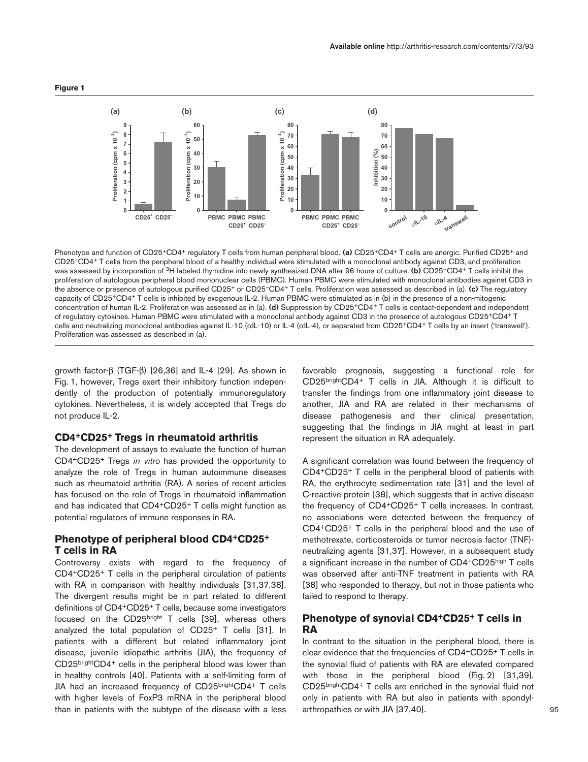**Figure 1**

Phenotype and function of CD25+CD4+ regulatory T cells from human peripheral blood. **(a)** CD25+CD4+ T cells are anergic. Purified CD25+ and CD25–CD4+ T cells from the peripheral blood of a healthy individual were stimulated with a monoclonal antibody against CD3, and proliferation was assessed by incorporation of $^{3}$H-labeled thymidine into newly synthesized DNA after 96 hours of culture. **(b)** CD25+CD4+ T cells inhibit the proliferation of autologous peripheral blood mononuclear cells (PBMC). Human PBMC were stimulated with monoclonal antibodies against CD3 in the absence or presence of autologous purified CD25+ or CD25–CD4+ T cells. Proliferation was assessed as described in (a). **(c)** The regulatory capacity of CD25+CD4+ T cells is inhibited by exogenous IL-2. Human PBMC were stimulated as in (b) in the presence of a non-mitogenic concentration of human IL-2. Proliferation was assessed as in (a). **(d)** Suppression by CD25+CD4+ T cells is contact-dependent and independent of regulatory cytokines. Human PBMC were stimulated with a monoclonal antibody against CD3 in the presence of autologous CD25+CD4+ T cells and neutralizing monoclonal antibodies against IL-10 (αIL-10) or IL-4 (αIL-4), or separated from CD25+CD4+ T cells by an insert ('transwell'). Proliferation was assessed as described in (a).

growth factor-β (TGF-β) [26,36] and IL-4 [29]. As shown in Fig. 1, however, Tregs exert their inhibitory function independently of the production of potentially immunoregulatory cytokines. Nevertheless, it is widely accepted that Tregs do not produce IL-2.

## CD4+CD25+ Tregs in rheumatoid arthritis

The development of assays to evaluate the function of human CD4+CD25+ Tregs *in vitro* has provided the opportunity to analyze the role of Tregs in human autoimmune diseases such as rheumatoid arthritis (RA). A series of recent articles has focused on the role of Tregs in rheumatoid inflammation and has indicated that CD4+CD25+ T cells might function as potential regulators of immune responses in RA.

## Phenotype of peripheral blood CD4+CD25+ T cells in RA

Controversy exists with regard to the frequency of CD4+CD25+ T cells in the peripheral circulation of patients with RA in comparison with healthy individuals [31,37,38]. The divergent results might be in part related to different definitions of CD4+CD25+ T cells, because some investigators focused on the CD25$^{bright}$ T cells [39], whereas others analyzed the total population of CD25+ T cells [31]. In patients with a different but related inflammatory joint disease, juvenile idiopathic arthritis (JIA), the frequency of CD25$^{bright}$CD4+ cells in the peripheral blood was lower than in healthy controls [40]. Patients with a self-limiting form of JIA had an increased frequency of CD25$^{bright}$CD4+ T cells with higher levels of FoxP3 mRNA in the peripheral blood than in patients with the subtype of the disease with a less favorable prognosis, suggesting a functional role for CD25$^{bright}$CD4+ T cells in JIA. Although it is difficult to transfer the findings from one inflammatory joint disease to another, JIA and RA are related in their mechanisms of disease pathogenesis and their clinical presentation, suggesting that the findings in JIA might at least in part represent the situation in RA adequately.

A significant correlation was found between the frequency of CD4+CD25+ T cells in the peripheral blood of patients with RA, the erythrocyte sedimentation rate [31] and the level of C-reactive protein [38], which suggests that in active disease the frequency of CD4+CD25+ T cells increases. In contrast, no associations were detected between the frequency of CD4+CD25+ T cells in the peripheral blood and the use of methotrexate, corticosteroids or tumor necrosis factor (TNF)-neutralizing agents [31,37]. However, in a subsequent study a significant increase in the number of CD4+CD25$^{high}$ T cells was observed after anti-TNF treatment in patients with RA [38] who responded to therapy, but not in those patients who failed to respond to therapy.

## Phenotype of synovial CD4+CD25+ T cells in RA

In contrast to the situation in the peripheral blood, there is clear evidence that the frequencies of CD4+CD25+ T cells in the synovial fluid of patients with RA are elevated compared with those in the peripheral blood (Fig. 2) [31,39]. CD25$^{bright}$CD4+ T cells are enriched in the synovial fluid not only in patients with RA but also in patients with spondylarthropathies or with JIA [37,40].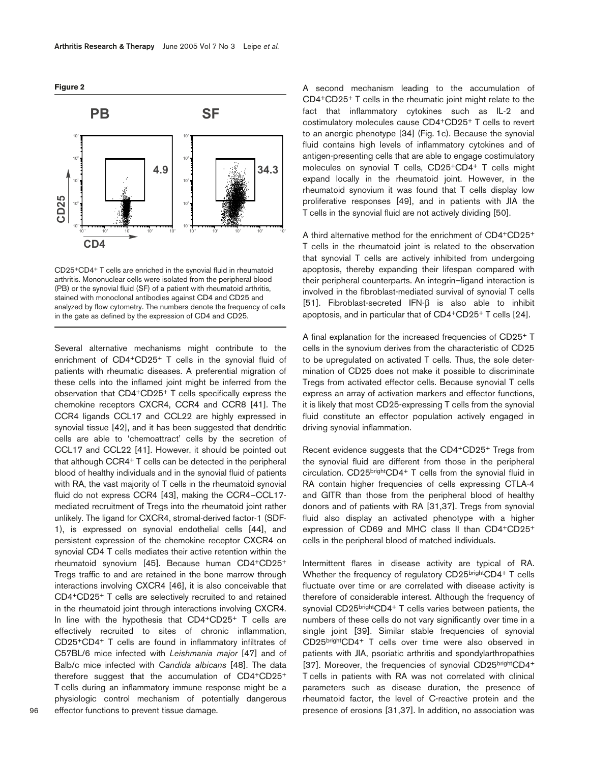**Figure 2**

CD25+CD4+ T cells are enriched in the synovial fluid in rheumatoid arthritis. Mononuclear cells were isolated from the peripheral blood (PB) or the synovial fluid (SF) of a patient with rheumatoid arthritis, stained with monoclonal antibodies against CD4 and CD25 and analyzed by flow cytometry. The numbers denote the frequency of cells in the gate as defined by the expression of CD4 and CD25.

Several alternative mechanisms might contribute to the enrichment of CD4+CD25+ T cells in the synovial fluid of patients with rheumatic diseases. A preferential migration of these cells into the inflamed joint might be inferred from the observation that CD4+CD25+ T cells specifically express the chemokine receptors CXCR4, CCR4 and CCR8 [41]. The CCR4 ligands CCL17 and CCL22 are highly expressed in synovial tissue [42], and it has been suggested that dendritic cells are able to 'chemoattract' cells by the secretion of CCL17 and CCL22 [41]. However, it should be pointed out that although CCR4+ T cells can be detected in the peripheral blood of healthy individuals and in the synovial fluid of patients with RA, the vast majority of T cells in the rheumatoid synovial fluid do not express CCR4 [43], making the CCR4–CCL17-mediated recruitment of Tregs into the rheumatoid joint rather unlikely. The ligand for CXCR4, stromal-derived factor-1 (SDF-1), is expressed on synovial endothelial cells [44], and persistent expression of the chemokine receptor CXCR4 on synovial CD4 T cells mediates their active retention within the rheumatoid synovium [45]. Because human CD4+CD25+ Tregs traffic to and are retained in the bone marrow through interactions involving CXCR4 [46], it is also conceivable that CD4+CD25+ T cells are selectively recruited to and retained in the rheumatoid joint through interactions involving CXCR4. In line with the hypothesis that CD4+CD25+ T cells are effectively recruited to sites of chronic inflammation, CD25+CD4+ T cells are found in inflammatory infiltrates of C57BL/6 mice infected with *Leishmania major* [47] and of Balb/c mice infected with *Candida albicans* [48]. The data therefore suggest that the accumulation of CD4+CD25+ T cells during an inflammatory immune response might be a physiologic control mechanism of potentially dangerous effector functions to prevent tissue damage.

A second mechanism leading to the accumulation of CD4+CD25+ T cells in the rheumatic joint might relate to the fact that inflammatory cytokines such as IL-2 and costimulatory molecules cause CD4+CD25+ T cells to revert to an anergic phenotype [34] (Fig. 1c). Because the synovial fluid contains high levels of inflammatory cytokines and of antigen-presenting cells that are able to engage costimulatory molecules on synovial T cells, CD25+CD4+ T cells might expand locally in the rheumatoid joint. However, in the rheumatoid synovium it was found that T cells display low proliferative responses [49], and in patients with JIA the T cells in the synovial fluid are not actively dividing [50].

A third alternative method for the enrichment of CD4+CD25+ T cells in the rheumatoid joint is related to the observation that synovial T cells are actively inhibited from undergoing apoptosis, thereby expanding their lifespan compared with their peripheral counterparts. An integrin–ligand interaction is involved in the fibroblast-mediated survival of synovial T cells [51]. Fibroblast-secreted IFN-β is also able to inhibit apoptosis, and in particular that of CD4+CD25+ T cells [24].

A final explanation for the increased frequencies of CD25+ T cells in the synovium derives from the characteristic of CD25 to be upregulated on activated T cells. Thus, the sole determination of CD25 does not make it possible to discriminate Tregs from activated effector cells. Because synovial T cells express an array of activation markers and effector functions, it is likely that most CD25-expressing T cells from the synovial fluid constitute an effector population actively engaged in driving synovial inflammation.

Recent evidence suggests that the CD4+CD25+ Tregs from the synovial fluid are different from those in the peripheral circulation. CD25brightCD4+ T cells from the synovial fluid in RA contain higher frequencies of cells expressing CTLA-4 and GITR than those from the peripheral blood of healthy donors and of patients with RA [31,37]. Tregs from synovial fluid also display an activated phenotype with a higher expression of CD69 and MHC class II than CD4+CD25+ cells in the peripheral blood of matched individuals.

Intermittent flares in disease activity are typical of RA. Whether the frequency of regulatory CD25brightCD4+ T cells fluctuate over time or are correlated with disease activity is therefore of considerable interest. Although the frequency of synovial CD25brightCD4+ T cells varies between patients, the numbers of these cells do not vary significantly over time in a single joint [39]. Similar stable frequencies of synovial CD25brightCD4+ T cells over time were also observed in patients with JIA, psoriatic arthritis and spondylarthropathies [37]. Moreover, the frequencies of synovial CD25brightCD4+ T cells in patients with RA was not correlated with clinical parameters such as disease duration, the presence of rheumatoid factor, the level of C-reactive protein and the presence of erosions [31,37]. In addition, no association was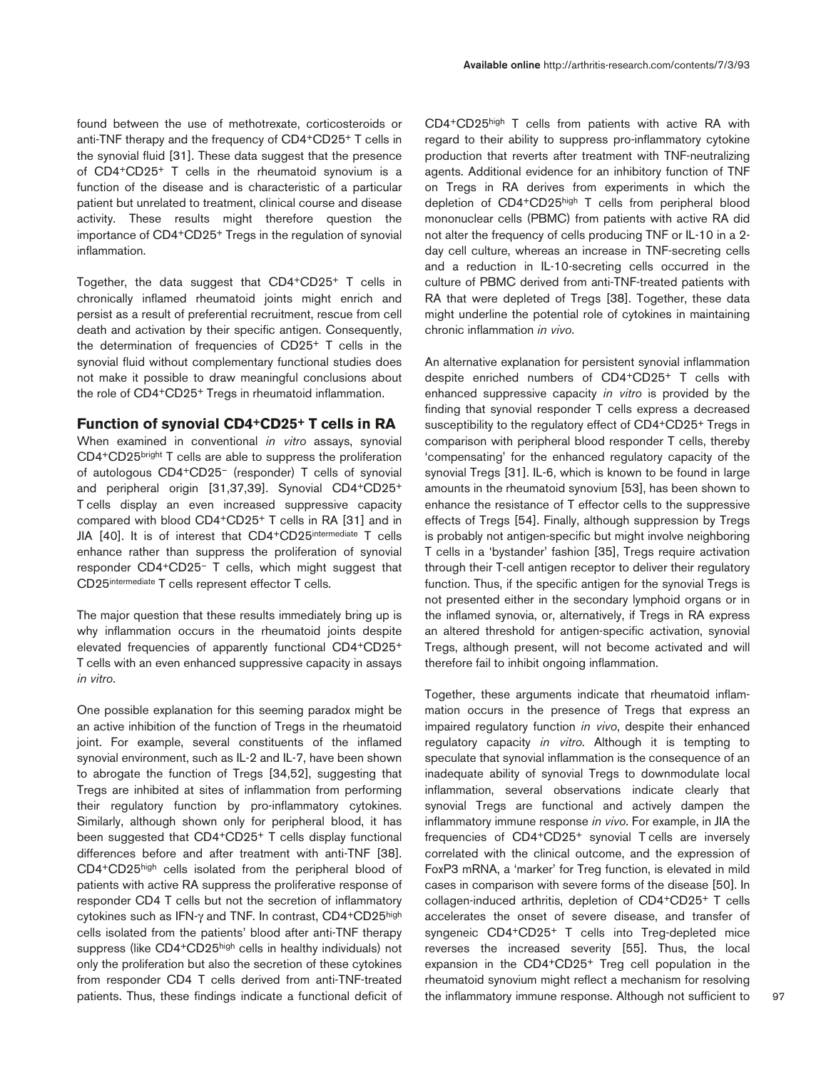found between the use of methotrexate, corticosteroids or anti-TNF therapy and the frequency of $CD4^+CD25^+$ T cells in the synovial fluid [31]. These data suggest that the presence of $CD4^+CD25^+$ T cells in the rheumatoid synovium is a function of the disease and is characteristic of a particular patient but unrelated to treatment, clinical course and disease activity. These results might therefore question the importance of $CD4^+CD25^+$ Tregs in the regulation of synovial inflammation.

Together, the data suggest that $CD4^+CD25^+$ T cells in chronically inflamed rheumatoid joints might enrich and persist as a result of preferential recruitment, rescue from cell death and activation by their specific antigen. Consequently, the determination of frequencies of $CD25^+$ T cells in the synovial fluid without complementary functional studies does not make it possible to draw meaningful conclusions about the role of $CD4^+CD25^+$ Tregs in rheumatoid inflammation.

## Function of synovial $CD4^+CD25^+$ T cells in RA

When examined in conventional *in vitro* assays, synovial $CD4^+CD25^{bright}$ T cells are able to suppress the proliferation of autologous $CD4^+CD25^-$ (responder) T cells of synovial and peripheral origin [31,37,39]. Synovial $CD4^+CD25^+$ T cells display an even increased suppressive capacity compared with blood $CD4^+CD25^+$ T cells in RA [31] and in JIA [40]. It is of interest that $CD4^+CD25^{intermediate}$ T cells enhance rather than suppress the proliferation of synovial responder $CD4^+CD25^-$ T cells, which might suggest that $CD25^{intermediate}$ T cells represent effector T cells.

The major question that these results immediately bring up is why inflammation occurs in the rheumatoid joints despite elevated frequencies of apparently functional $CD4^+CD25^+$ T cells with an even enhanced suppressive capacity in assays *in vitro*.

One possible explanation for this seeming paradox might be an active inhibition of the function of Tregs in the rheumatoid joint. For example, several constituents of the inflamed synovial environment, such as IL-2 and IL-7, have been shown to abrogate the function of Tregs [34,52], suggesting that Tregs are inhibited at sites of inflammation from performing their regulatory function by pro-inflammatory cytokines. Similarly, although shown only for peripheral blood, it has been suggested that $CD4^+CD25^+$ T cells display functional differences before and after treatment with anti-TNF [38]. $CD4^+CD25^{high}$ cells isolated from the peripheral blood of patients with active RA suppress the proliferative response of responder CD4 T cells but not the secretion of inflammatory cytokines such as IFN-γ and TNF. In contrast, $CD4^+CD25^{high}$ cells isolated from the patients' blood after anti-TNF therapy suppress (like $CD4^+CD25^{high}$ cells in healthy individuals) not only the proliferation but also the secretion of these cytokines from responder CD4 T cells derived from anti-TNF-treated patients. Thus, these findings indicate a functional deficit of $CD4^+CD25^{high}$ T cells from patients with active RA with regard to their ability to suppress pro-inflammatory cytokine production that reverts after treatment with TNF-neutralizing agents. Additional evidence for an inhibitory function of TNF on Tregs in RA derives from experiments in which the depletion of $CD4^+CD25^{high}$ T cells from peripheral blood mononuclear cells (PBMC) from patients with active RA did not alter the frequency of cells producing TNF or IL-10 in a 2-day cell culture, whereas an increase in TNF-secreting cells and a reduction in IL-10-secreting cells occurred in the culture of PBMC derived from anti-TNF-treated patients with RA that were depleted of Tregs [38]. Together, these data might underline the potential role of cytokines in maintaining chronic inflammation *in vivo*.

An alternative explanation for persistent synovial inflammation despite enriched numbers of $CD4^+CD25^+$ T cells with enhanced suppressive capacity *in vitro* is provided by the finding that synovial responder T cells express a decreased susceptibility to the regulatory effect of $CD4^+CD25^+$ Tregs in comparison with peripheral blood responder T cells, thereby 'compensating' for the enhanced regulatory capacity of the synovial Tregs [31]. IL-6, which is known to be found in large amounts in the rheumatoid synovium [53], has been shown to enhance the resistance of T effector cells to the suppressive effects of Tregs [54]. Finally, although suppression by Tregs is probably not antigen-specific but might involve neighboring T cells in a 'bystander' fashion [35], Tregs require activation through their T-cell antigen receptor to deliver their regulatory function. Thus, if the specific antigen for the synovial Tregs is not presented either in the secondary lymphoid organs or in the inflamed synovia, or, alternatively, if Tregs in RA express an altered threshold for antigen-specific activation, synovial Tregs, although present, will not become activated and will therefore fail to inhibit ongoing inflammation.

Together, these arguments indicate that rheumatoid inflammation occurs in the presence of Tregs that express an impaired regulatory function *in vivo*, despite their enhanced regulatory capacity *in vitro*. Although it is tempting to speculate that synovial inflammation is the consequence of an inadequate ability of synovial Tregs to downmodulate local inflammation, several observations indicate clearly that synovial Tregs are functional and actively dampen the inflammatory immune response *in vivo*. For example, in JIA the frequencies of $CD4^+CD25^+$ synovial T cells are inversely correlated with the clinical outcome, and the expression of FoxP3 mRNA, a 'marker' for Treg function, is elevated in mild cases in comparison with severe forms of the disease [50]. In collagen-induced arthritis, depletion of $CD4^+CD25^+$ T cells accelerates the onset of severe disease, and transfer of syngeneic $CD4^+CD25^+$ T cells into Treg-depleted mice reverses the increased severity [55]. Thus, the local expansion in the $CD4^+CD25^+$ Treg cell population in the rheumatoid synovium might reflect a mechanism for resolving the inflammatory immune response. Although not sufficient to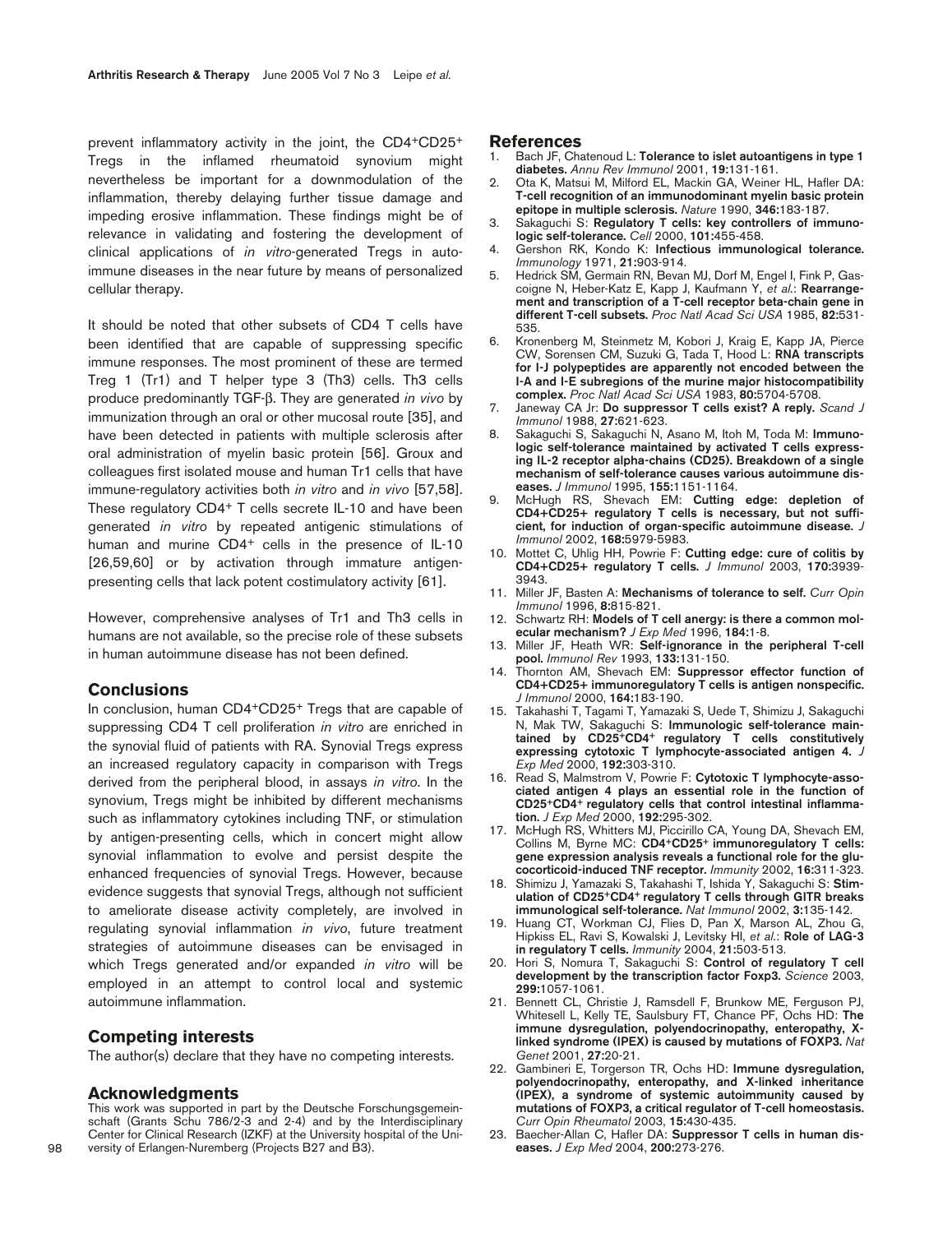prevent inflammatory activity in the joint, the CD4+CD25+ Tregs in the inflamed rheumatoid synovium might nevertheless be important for a downmodulation of the inflammation, thereby delaying further tissue damage and impeding erosive inflammation. These findings might be of relevance in validating and fostering the development of clinical applications of *in vitro*-generated Tregs in autoimmune diseases in the near future by means of personalized cellular therapy.

It should be noted that other subsets of CD4 T cells have been identified that are capable of suppressing specific immune responses. The most prominent of these are termed Treg 1 (Tr1) and T helper type 3 (Th3) cells. Th3 cells produce predominantly TGF-β. They are generated *in vivo* by immunization through an oral or other mucosal route [35], and have been detected in patients with multiple sclerosis after oral administration of myelin basic protein [56]. Groux and colleagues first isolated mouse and human Tr1 cells that have immune-regulatory activities both *in vitro* and *in vivo* [57,58]. These regulatory CD4+ T cells secrete IL-10 and have been generated *in vitro* by repeated antigenic stimulations of human and murine CD4+ cells in the presence of IL-10 [26,59,60] or by activation through immature antigen-presenting cells that lack potent costimulatory activity [61].

However, comprehensive analyses of Tr1 and Th3 cells in humans are not available, so the precise role of these subsets in human autoimmune disease has not been defined.

## Conclusions

In conclusion, human CD4+CD25+ Tregs that are capable of suppressing CD4 T cell proliferation *in vitro* are enriched in the synovial fluid of patients with RA. Synovial Tregs express an increased regulatory capacity in comparison with Tregs derived from the peripheral blood, in assays *in vitro*. In the synovium, Tregs might be inhibited by different mechanisms such as inflammatory cytokines including TNF, or stimulation by antigen-presenting cells, which in concert might allow synovial inflammation to evolve and persist despite the enhanced frequencies of synovial Tregs. However, because evidence suggests that synovial Tregs, although not sufficient to ameliorate disease activity completely, are involved in regulating synovial inflammation *in vivo*, future treatment strategies of autoimmune diseases can be envisaged in which Tregs generated and/or expanded *in vitro* will be employed in an attempt to control local and systemic autoimmune inflammation.

## Competing interests

The author(s) declare that they have no competing interests.

## Acknowledgments

This work was supported in part by the Deutsche Forschungsgemeinschaft (Grants Schu 786/2-3 and 2-4) and by the Interdisciplinary Center for Clinical Research (IZKF) at the University hospital of the University of Erlangen-Nuremberg (Projects B27 and B3).

## References

1. Bach JF, Chatenoud L: **Tolerance to islet autoantigens in type 1 diabetes.** *Annu Rev Immunol* 2001, **19:**131-161.
2. Ota K, Matsui M, Milford EL, Mackin GA, Weiner HL, Hafler DA: **T-cell recognition of an immunodominant myelin basic protein epitope in multiple sclerosis.** *Nature* 1990, **346:**183-187.
3. Sakaguchi S: **Regulatory T cells: key controllers of immunologic self-tolerance.** *Cell* 2000, **101:**455-458.
4. Gershon RK, Kondo K: **Infectious immunological tolerance.** *Immunology* 1971, **21:**903-914.
5. Hedrick SM, Germain RN, Bevan MJ, Dorf M, Engel I, Fink P, Gascoigne N, Heber-Katz E, Kapp J, Kaufmann Y, *et al.*: **Rearrangement and transcription of a T-cell receptor beta-chain gene in different T-cell subsets.** *Proc Natl Acad Sci USA* 1985, **82:**531-535.
6. Kronenberg M, Steinmetz M, Kobori J, Kraig E, Kapp JA, Pierce CW, Sorensen CM, Suzuki G, Tada T, Hood L: **RNA transcripts for I-J polypeptides are apparently not encoded between the I-A and I-E subregions of the murine major histocompatibility complex.** *Proc Natl Acad Sci USA* 1983, **80:**5704-5708.
7. Janeway CA Jr: **Do suppressor T cells exist? A reply.** *Scand J Immunol* 1988, **27:**621-623.
8. Sakaguchi S, Sakaguchi N, Asano M, Itoh M, Toda M: **Immunologic self-tolerance maintained by activated T cells expressing IL-2 receptor alpha-chains (CD25). Breakdown of a single mechanism of self-tolerance causes various autoimmune diseases.** *J Immunol* 1995, **155:**1151-1164.
9. McHugh RS, Shevach EM: **Cutting edge: depletion of CD4+CD25+ regulatory T cells is necessary, but not sufficient, for induction of organ-specific autoimmune disease.** *J Immunol* 2002, **168:**5979-5983.
10. Mottet C, Uhlig HH, Powrie F: **Cutting edge: cure of colitis by CD4+CD25+ regulatory T cells.** *J Immunol* 2003, **170:**3939-3943.
11. Miller JF, Basten A: **Mechanisms of tolerance to self.** *Curr Opin Immunol* 1996, **8:**815-821.
12. Schwartz RH: **Models of T cell anergy: is there a common molecular mechanism?** *J Exp Med* 1996, **184:**1-8.
13. Miller JF, Heath WR: **Self-ignorance in the peripheral T-cell pool.** *Immunol Rev* 1993, **133:**131-150.
14. Thornton AM, Shevach EM: **Suppressor effector function of CD4+CD25+ immunoregulatory T cells is antigen nonspecific.** *J Immunol* 2000, **164:**183-190.
15. Takahashi T, Tagami T, Yamazaki S, Uede T, Shimizu J, Sakaguchi N, Mak TW, Sakaguchi S: **Immunologic self-tolerance maintained by CD25+CD4+ regulatory T cells constitutively expressing cytotoxic T lymphocyte-associated antigen 4.** *J Exp Med* 2000, **192:**303-310.
16. Read S, Malmstrom V, Powrie F: **Cytotoxic T lymphocyte-associated antigen 4 plays an essential role in the function of CD25+CD4+ regulatory cells that control intestinal inflammation.** *J Exp Med* 2000, **192:**295-302.
17. McHugh RS, Whitters MJ, Piccirillo CA, Young DA, Shevach EM, Collins M, Byrne MC: **CD4+CD25+ immunoregulatory T cells: gene expression analysis reveals a functional role for the glucocorticoid-induced TNF receptor.** *Immunity* 2002, **16:**311-323.
18. Shimizu J, Yamazaki S, Takahashi T, Ishida Y, Sakaguchi S: **Stimulation of CD25+CD4+ regulatory T cells through GITR breaks immunological self-tolerance.** *Nat Immunol* 2002, **3:**135-142.
19. Huang CT, Workman CJ, Flies D, Pan X, Marson AL, Zhou G, Hipkiss EL, Ravi S, Kowalski J, Levitsky HI, *et al.*: **Role of LAG-3 in regulatory T cells.** *Immunity* 2004, **21:**503-513.
20. Hori S, Nomura T, Sakaguchi S: **Control of regulatory T cell development by the transcription factor Foxp3.** *Science* 2003, **299:**1057-1061.
21. Bennett CL, Christie J, Ramsdell F, Brunkow ME, Ferguson PJ, Whitesell L, Kelly TE, Saulsbury FT, Chance PF, Ochs HD: **The immune dysregulation, polyendocrinopathy, enteropathy, X-linked syndrome (IPEX) is caused by mutations of FOXP3.** *Nat Genet* 2001, **27:**20-21.
22. Gambineri E, Torgerson TR, Ochs HD: **Immune dysregulation, polyendocrinopathy, enteropathy, and X-linked inheritance (IPEX), a syndrome of systemic autoimmunity caused by mutations of FOXP3, a critical regulator of T-cell homeostasis.** *Curr Opin Rheumatol* 2003, **15:**430-435.
23. Baecher-Allan C, Hafler DA: **Suppressor T cells in human diseases.** *J Exp Med* 2004, **200:**273-276.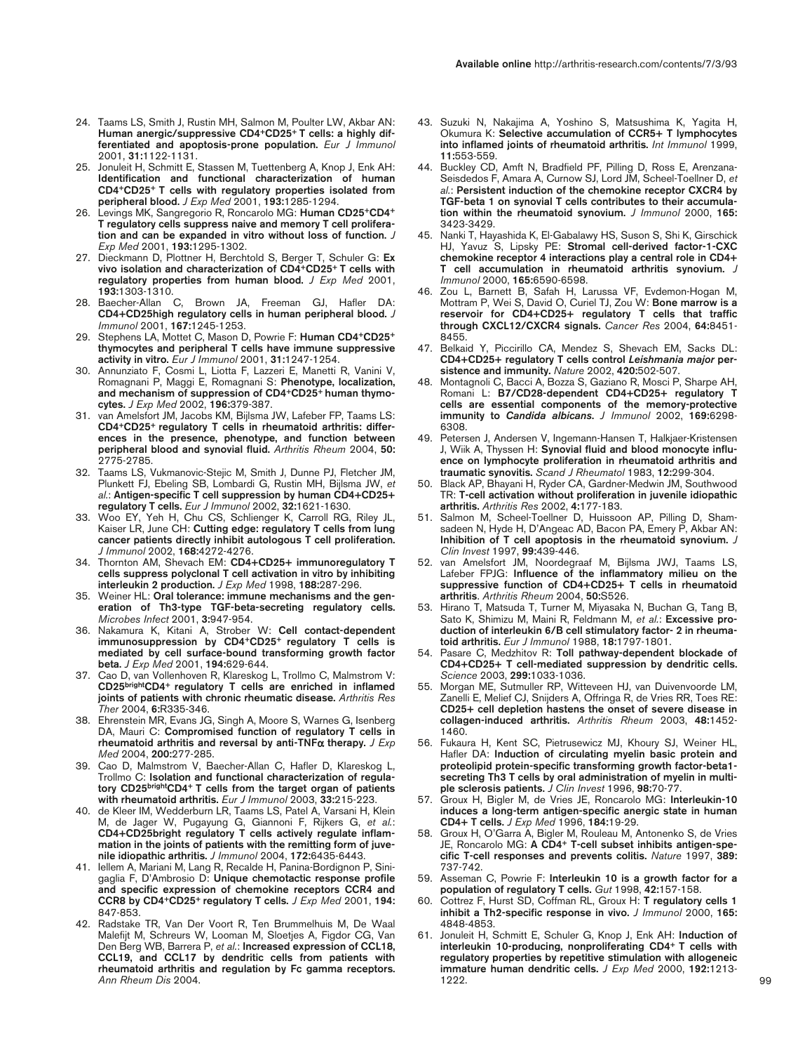24. Taams LS, Smith J, Rustin MH, Salmon M, Poulter LW, Akbar AN: **Human anergic/suppressive CD4+CD25+ T cells: a highly differentiated and apoptosis-prone population.** *Eur J Immunol* 2001, **31:**1122-1131.
25. Jonuleit H, Schmitt E, Stassen M, Tuettenberg A, Knop J, Enk AH: **Identification and functional characterization of human CD4+CD25+ T cells with regulatory properties isolated from peripheral blood.** *J Exp Med* 2001, **193:**1285-1294.
26. Levings MK, Sangregorio R, Roncarolo MG: **Human CD25+CD4+ T regulatory cells suppress naive and memory T cell proliferation and can be expanded in vitro without loss of function.** *J Exp Med* 2001, **193:**1295-1302.
27. Dieckmann D, Plottner H, Berchtold S, Berger T, Schuler G: **Ex vivo isolation and characterization of CD4+CD25+ T cells with regulatory properties from human blood.** *J Exp Med* 2001, **193:**1303-1310.
28. Baecher-Allan C, Brown JA, Freeman GJ, Hafler DA: **CD4+CD25high regulatory cells in human peripheral blood.** *J Immunol* 2001, **167:**1245-1253.
29. Stephens LA, Mottet C, Mason D, Powrie F: **Human CD4+CD25+ thymocytes and peripheral T cells have immune suppressive activity in vitro.** *Eur J Immunol* 2001, **31:**1247-1254.
30. Annunziato F, Cosmi L, Liotta F, Lazzeri E, Manetti R, Vanini V, Romagnani P, Maggi E, Romagnani S: **Phenotype, localization, and mechanism of suppression of CD4+CD25+ human thymocytes.** *J Exp Med* 2002, **196:**379-387.
31. van Amelsfort JM, Jacobs KM, Bijlsma JW, Lafeber FP, Taams LS: **CD4+CD25+ regulatory T cells in rheumatoid arthritis: differences in the presence, phenotype, and function between peripheral blood and synovial fluid.** *Arthritis Rheum* 2004, **50:**2775-2785.
32. Taams LS, Vukmanovic-Stejic M, Smith J, Dunne PJ, Fletcher JM, Plunkett FJ, Ebeling SB, Lombardi G, Rustin MH, Bijlsma JW, *et al.*: **Antigen-specific T cell suppression by human CD4+CD25+ regulatory T cells.** *Eur J Immunol* 2002, **32:**1621-1630.
33. Woo EY, Yeh H, Chu CS, Schlienger K, Carroll RG, Riley JL, Kaiser LR, June CH: **Cutting edge: regulatory T cells from lung cancer patients directly inhibit autologous T cell proliferation.** *J Immunol* 2002, **168:**4272-4276.
34. Thornton AM, Shevach EM: **CD4+CD25+ immunoregulatory T cells suppress polyclonal T cell activation in vitro by inhibiting interleukin 2 production.** *J Exp Med* 1998, **188:**287-296.
35. Weiner HL: **Oral tolerance: immune mechanisms and the generation of Th3-type TGF-beta-secreting regulatory cells.** *Microbes Infect* 2001, **3:**947-954.
36. Nakamura K, Kitani A, Strober W: **Cell contact-dependent immunosuppression by CD4+CD25+ regulatory T cells is mediated by cell surface-bound transforming growth factor beta.** *J Exp Med* 2001, **194:**629-644.
37. Cao D, van Vollenhoven R, Klareskog L, Trollmo C, Malmstrom V: **CD25brightCD4+ regulatory T cells are enriched in inflamed joints of patients with chronic rheumatic disease.** *Arthritis Res Ther* 2004, **6:**R335-346.
38. Ehrenstein MR, Evans JG, Singh A, Moore S, Warnes G, Isenberg DA, Mauri C: **Compromised function of regulatory T cells in rheumatoid arthritis and reversal by anti-TNFα therapy.** *J Exp Med* 2004, **200:**277-285.
39. Cao D, Malmstrom V, Baecher-Allan C, Hafler D, Klareskog L, Trollmo C: **Isolation and functional characterization of regulatory CD25brightCD4+ T cells from the target organ of patients with rheumatoid arthritis.** *Eur J Immunol* 2003, **33:**215-223.
40. de Kleer IM, Wedderburn LR, Taams LS, Patel A, Varsani H, Klein M, de Jager W, Pugayung G, Giannoni F, Rijkers G, *et al.*: **CD4+CD25bright regulatory T cells actively regulate inflammation in the joints of patients with the remitting form of juvenile idiopathic arthritis.** *J Immunol* 2004, **172:**6435-6443.
41. Iellem A, Mariani M, Lang R, Recalde H, Panina-Bordignon P, Sinigaglia F, D'Ambrosio D: **Unique chemotactic response profile and specific expression of chemokine receptors CCR4 and CCR8 by CD4+CD25+ regulatory T cells.** *J Exp Med* 2001, **194:**847-853.
42. Radstake TR, Van Der Voort R, Ten Brummelhuis M, De Waal Malefijt M, Schreurs W, Looman M, Sloetjes A, Figdor CG, Van Den Berg WB, Barrera P, *et al.*: **Increased expression of CCL18, CCL19, and CCL17 by dendritic cells from patients with rheumatoid arthritis and regulation by Fc gamma receptors.** *Ann Rheum Dis* 2004.
43. Suzuki N, Nakajima A, Yoshino S, Matsushima K, Yagita H, Okumura K: **Selective accumulation of CCR5+ T lymphocytes into inflamed joints of rheumatoid arthritis.** *Int Immunol* 1999, **11:**553-559.
44. Buckley CD, Amft N, Bradfield PF, Pilling D, Ross E, Arenzana-Seisdedos F, Amara A, Curnow SJ, Lord JM, Scheel-Toellner D, *et al.*: **Persistent induction of the chemokine receptor CXCR4 by TGF-beta 1 on synovial T cells contributes to their accumulation within the rheumatoid synovium.** *J Immunol* 2000, **165:**3423-3429.
45. Nanki T, Hayashida K, El-Gabalawy HS, Suson S, Shi K, Girschick HJ, Yavuz S, Lipsky PE: **Stromal cell-derived factor-1-CXC chemokine receptor 4 interactions play a central role in CD4+ T cell accumulation in rheumatoid arthritis synovium.** *J Immunol* 2000, **165:**6590-6598.
46. Zou L, Barnett B, Safah H, Larussa VF, Evdemon-Hogan M, Mottram P, Wei S, David O, Curiel TJ, Zou W: **Bone marrow is a reservoir for CD4+CD25+ regulatory T cells that traffic through CXCL12/CXCR4 signals.** *Cancer Res* 2004, **64:**8451-8455.
47. Belkaid Y, Piccirillo CA, Mendez S, Shevach EM, Sacks DL: **CD4+CD25+ regulatory T cells control *Leishmania major* persistence and immunity.** *Nature* 2002, **420:**502-507.
48. Montagnoli C, Bacci A, Bozza S, Gaziano R, Mosci P, Sharpe AH, Romani L: **B7/CD28-dependent CD4+CD25+ regulatory T cells are essential components of the memory-protective immunity to *Candida albicans*.** *J Immunol* 2002, **169:**6298-6308.
49. Petersen J, Andersen V, Ingemann-Hansen T, Halkjaer-Kristensen J, Wiik A, Thyssen H: **Synovial fluid and blood monocyte influence on lymphocyte proliferation in rheumatoid arthritis and traumatic synovitis.** *Scand J Rheumatol* 1983, **12:**299-304.
50. Black AP, Bhayani H, Ryder CA, Gardner-Medwin JM, Southwood TR: **T-cell activation without proliferation in juvenile idiopathic arthritis.** *Arthritis Res* 2002, **4:**177-183.
51. Salmon M, Scheel-Toellner D, Huissoon AP, Pilling D, Shamsadeen N, Hyde H, D'Angeac AD, Bacon PA, Emery P, Akbar AN: **Inhibition of T cell apoptosis in the rheumatoid synovium.** *J Clin Invest* 1997, **99:**439-446.
52. van Amelsfort JM, Noordegraaf M, Bijlsma JWJ, Taams LS, Lafeber FPJG: **Influence of the inflammatory milieu on the suppressive function of CD4+CD25+ T cells in rheumatoid arthritis.** *Arthritis Rheum* 2004, **50:**S526.
53. Hirano T, Matsuda T, Turner M, Miyasaka N, Buchan G, Tang B, Sato K, Shimizu M, Maini R, Feldmann M, *et al.*: **Excessive production of interleukin 6/B cell stimulatory factor- 2 in rheumatoid arthritis.** *Eur J Immunol* 1988, **18:**1797-1801.
54. Pasare C, Medzhitov R: **Toll pathway-dependent blockade of CD4+CD25+ T cell-mediated suppression by dendritic cells.** *Science* 2003, **299:**1033-1036.
55. Morgan ME, Sutmuller RP, Witteveen HJ, van Duivenvoorde LM, Zanelli E, Melief CJ, Snijders A, Offringa R, de Vries RR, Toes RE: **CD25+ cell depletion hastens the onset of severe disease in collagen-induced arthritis.** *Arthritis Rheum* 2003, **48:**1452-1460.
56. Fukaura H, Kent SC, Pietrusewicz MJ, Khoury SJ, Weiner HL, Hafler DA: **Induction of circulating myelin basic protein and proteolipid protein-specific transforming growth factor-beta1-secreting Th3 T cells by oral administration of myelin in multiple sclerosis patients.** *J Clin Invest* 1996, **98:**70-77.
57. Groux H, Bigler M, de Vries JE, Roncarolo MG: **Interleukin-10 induces a long-term antigen-specific anergic state in human CD4+ T cells.** *J Exp Med* 1996, **184:**19-29.
58. Groux H, O'Garra A, Bigler M, Rouleau M, Antonenko S, de Vries JE, Roncarolo MG: **A CD4+ T-cell subset inhibits antigen-specific T-cell responses and prevents colitis.** *Nature* 1997, **389:**737-742.
59. Asseman C, Powrie F: **Interleukin 10 is a growth factor for a population of regulatory T cells.** *Gut* 1998, **42:**157-158.
60. Cottrez F, Hurst SD, Coffman RL, Groux H: **T regulatory cells 1 inhibit a Th2-specific response in vivo.** *J Immunol* 2000, **165:**4848-4853.
61. Jonuleit H, Schmitt E, Schuler G, Knop J, Enk AH: **Induction of interleukin 10-producing, nonproliferating CD4+ T cells with regulatory properties by repetitive stimulation with allogeneic immature human dendritic cells.** *J Exp Med* 2000, **192:**1213-1222.